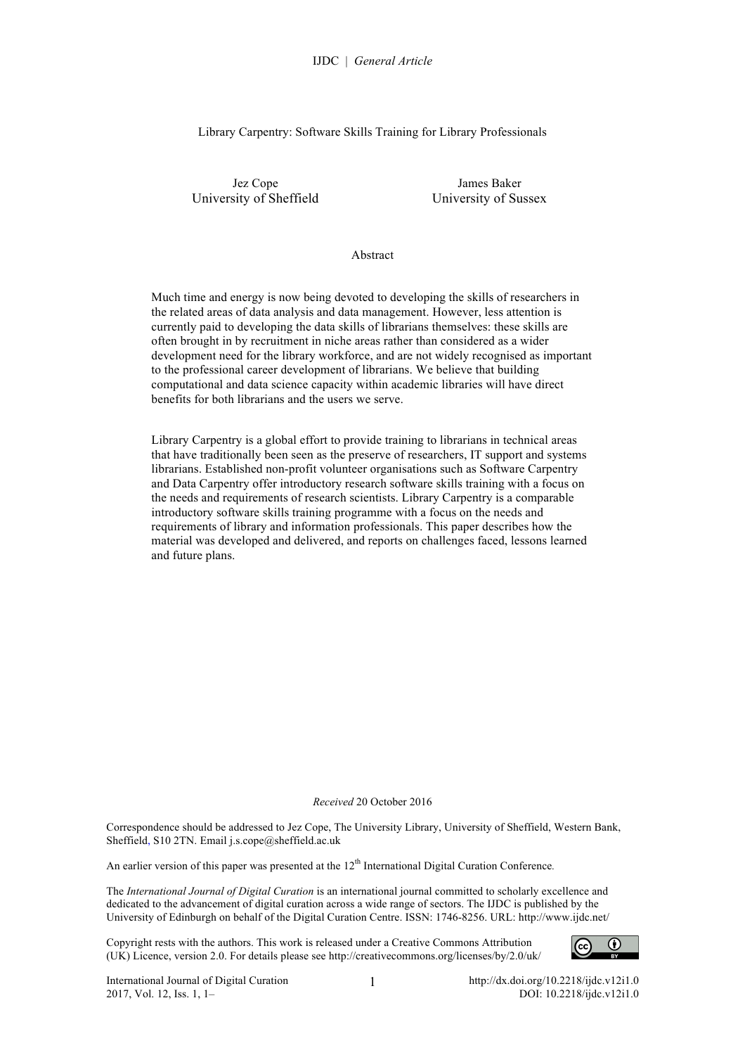# Library Carpentry: Software Skills Training for Library Professionals

Jez Cope
University of Sheffield

James Baker
University of Sussex

## Abstract

Much time and energy is now being devoted to developing the skills of researchers in the related areas of data analysis and data management. However, less attention is currently paid to developing the data skills of librarians themselves: these skills are often brought in by recruitment in niche areas rather than considered as a wider development need for the library workforce, and are not widely recognised as important to the professional career development of librarians. We believe that building computational and data science capacity within academic libraries will have direct benefits for both librarians and the users we serve.

Library Carpentry is a global effort to provide training to librarians in technical areas that have traditionally been seen as the preserve of researchers, IT support and systems librarians. Established non-profit volunteer organisations such as Software Carpentry and Data Carpentry offer introductory research software skills training with a focus on the needs and requirements of research scientists. Library Carpentry is a comparable introductory software skills training programme with a focus on the needs and requirements of library and information professionals. This paper describes how the material was developed and delivered, and reports on challenges faced, lessons learned and future plans.

*Received* 20 October 2016

Correspondence should be addressed to Jez Cope, The University Library, University of Sheffield, Western Bank, Sheffield, S10 2TN. Email j.s.cope@sheffield.ac.uk

An earlier version of this paper was presented at the 12th International Digital Curation Conference.

The *International Journal of Digital Curation* is an international journal committed to scholarly excellence and dedicated to the advancement of digital curation across a wide range of sectors. The IJDC is published by the University of Edinburgh on behalf of the Digital Curation Centre. ISSN: 1746-8256. URL: http://www.ijdc.net/

Copyright rests with the authors. This work is released under a Creative Commons Attribution (UK) Licence, version 2.0. For details please see http://creativecommons.org/licenses/by/2.0/uk/

http://dx.doi.org/10.2218/ijdc.v12i1.0
DOI: 10.2218/ijdc.v12i1.0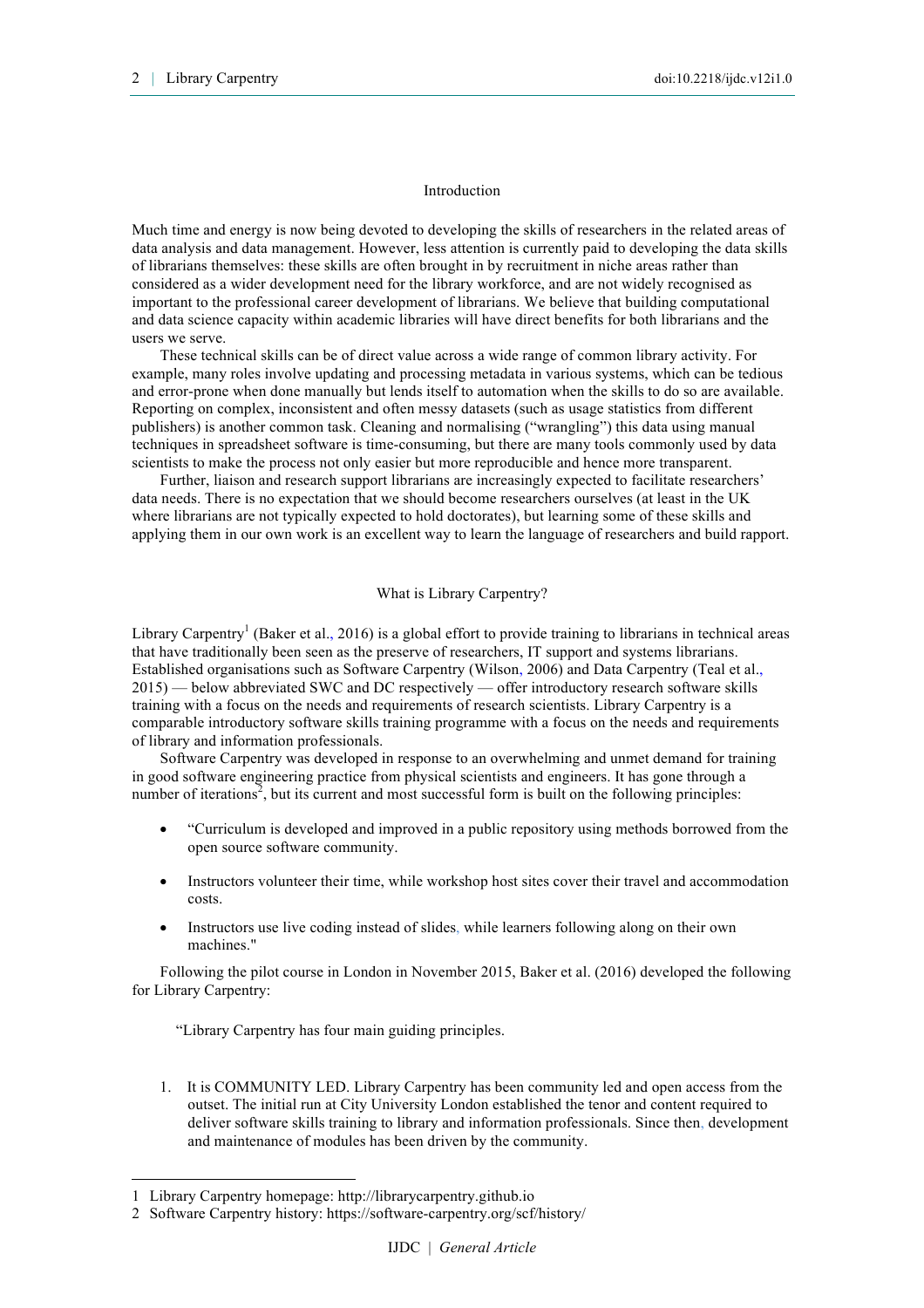## Introduction

Much time and energy is now being devoted to developing the skills of researchers in the related areas of data analysis and data management. However, less attention is currently paid to developing the data skills of librarians themselves: these skills are often brought in by recruitment in niche areas rather than considered as a wider development need for the library workforce, and are not widely recognised as important to the professional career development of librarians. We believe that building computational and data science capacity within academic libraries will have direct benefits for both librarians and the users we serve.

These technical skills can be of direct value across a wide range of common library activity. For example, many roles involve updating and processing metadata in various systems, which can be tedious and error-prone when done manually but lends itself to automation when the skills to do so are available. Reporting on complex, inconsistent and often messy datasets (such as usage statistics from different publishers) is another common task. Cleaning and normalising ("wrangling") this data using manual techniques in spreadsheet software is time-consuming, but there are many tools commonly used by data scientists to make the process not only easier but more reproducible and hence more transparent.

Further, liaison and research support librarians are increasingly expected to facilitate researchers' data needs. There is no expectation that we should become researchers ourselves (at least in the UK where librarians are not typically expected to hold doctorates), but learning some of these skills and applying them in our own work is an excellent way to learn the language of researchers and build rapport.

## What is Library Carpentry?

Library Carpentry[1] (Baker et al., 2016) is a global effort to provide training to librarians in technical areas that have traditionally been seen as the preserve of researchers, IT support and systems librarians. Established organisations such as Software Carpentry (Wilson, 2006) and Data Carpentry (Teal et al., 2015) — below abbreviated SWC and DC respectively — offer introductory research software skills training with a focus on the needs and requirements of research scientists. Library Carpentry is a comparable introductory software skills training programme with a focus on the needs and requirements of library and information professionals.

Software Carpentry was developed in response to an overwhelming and unmet demand for training in good software engineering practice from physical scientists and engineers. It has gone through a number of iterations[2], but its current and most successful form is built on the following principles:

- "Curriculum is developed and improved in a public repository using methods borrowed from the open source software community.
- Instructors volunteer their time, while workshop host sites cover their travel and accommodation costs.
- Instructors use live coding instead of slides, while learners following along on their own machines."

Following the pilot course in London in November 2015, Baker et al. (2016) developed the following for Library Carpentry:

"Library Carpentry has four main guiding principles.

1. It is COMMUNITY LED. Library Carpentry has been community led and open access from the outset. The initial run at City University London established the tenor and content required to deliver software skills training to library and information professionals. Since then, development and maintenance of modules has been driven by the community.

---

1 Library Carpentry homepage: http://librarycarpentry.github.io

2 Software Carpentry history: https://software-carpentry.org/scf/history/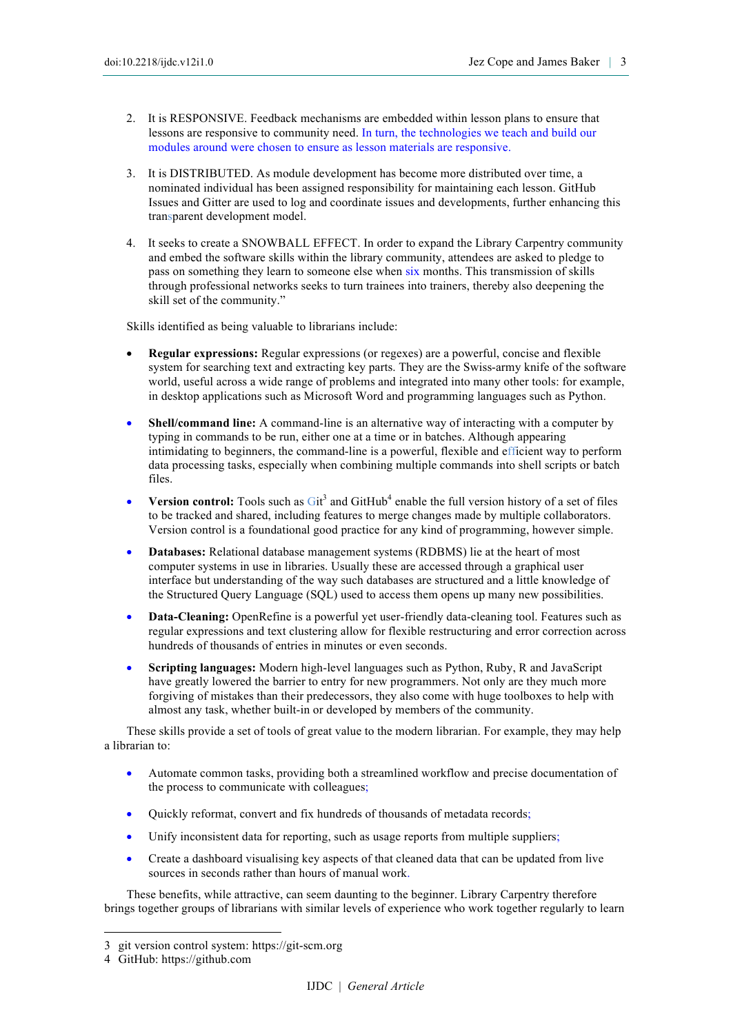2. It is RESPONSIVE. Feedback mechanisms are embedded within lesson plans to ensure that lessons are responsive to community need. In turn, the technologies we teach and build our modules around were chosen to ensure as lesson materials are responsive.

3. It is DISTRIBUTED. As module development has become more distributed over time, a nominated individual has been assigned responsibility for maintaining each lesson. GitHub Issues and Gitter are used to log and coordinate issues and developments, further enhancing this transparent development model.

4. It seeks to create a SNOWBALL EFFECT. In order to expand the Library Carpentry community and embed the software skills within the library community, attendees are asked to pledge to pass on something they learn to someone else when six months. This transmission of skills through professional networks seeks to turn trainees into trainers, thereby also deepening the skill set of the community."

Skills identified as being valuable to librarians include:

- **Regular expressions:** Regular expressions (or regexes) are a powerful, concise and flexible system for searching text and extracting key parts. They are the Swiss-army knife of the software world, useful across a wide range of problems and integrated into many other tools: for example, in desktop applications such as Microsoft Word and programming languages such as Python.

- **Shell/command line:** A command-line is an alternative way of interacting with a computer by typing in commands to be run, either one at a time or in batches. Although appearing intimidating to beginners, the command-line is a powerful, flexible and efficient way to perform data processing tasks, especially when combining multiple commands into shell scripts or batch files.

- **Version control:** Tools such as Git[3] and GitHub[4] enable the full version history of a set of files to be tracked and shared, including features to merge changes made by multiple collaborators. Version control is a foundational good practice for any kind of programming, however simple.

- **Databases:** Relational database management systems (RDBMS) lie at the heart of most computer systems in use in libraries. Usually these are accessed through a graphical user interface but understanding of the way such databases are structured and a little knowledge of the Structured Query Language (SQL) used to access them opens up many new possibilities.

- **Data-Cleaning:** OpenRefine is a powerful yet user-friendly data-cleaning tool. Features such as regular expressions and text clustering allow for flexible restructuring and error correction across hundreds of thousands of entries in minutes or even seconds.

- **Scripting languages:** Modern high-level languages such as Python, Ruby, R and JavaScript have greatly lowered the barrier to entry for new programmers. Not only are they much more forgiving of mistakes than their predecessors, they also come with huge toolboxes to help with almost any task, whether built-in or developed by members of the community.

These skills provide a set of tools of great value to the modern librarian. For example, they may help a librarian to:

- Automate common tasks, providing both a streamlined workflow and precise documentation of the process to communicate with colleagues;

- Quickly reformat, convert and fix hundreds of thousands of metadata records;

- Unify inconsistent data for reporting, such as usage reports from multiple suppliers;

- Create a dashboard visualising key aspects of that cleaned data that can be updated from live sources in seconds rather than hours of manual work.

These benefits, while attractive, can seem daunting to the beginner. Library Carpentry therefore brings together groups of librarians with similar levels of experience who work together regularly to learn

---

3 git version control system: https://git-scm.org

4 GitHub: https://github.com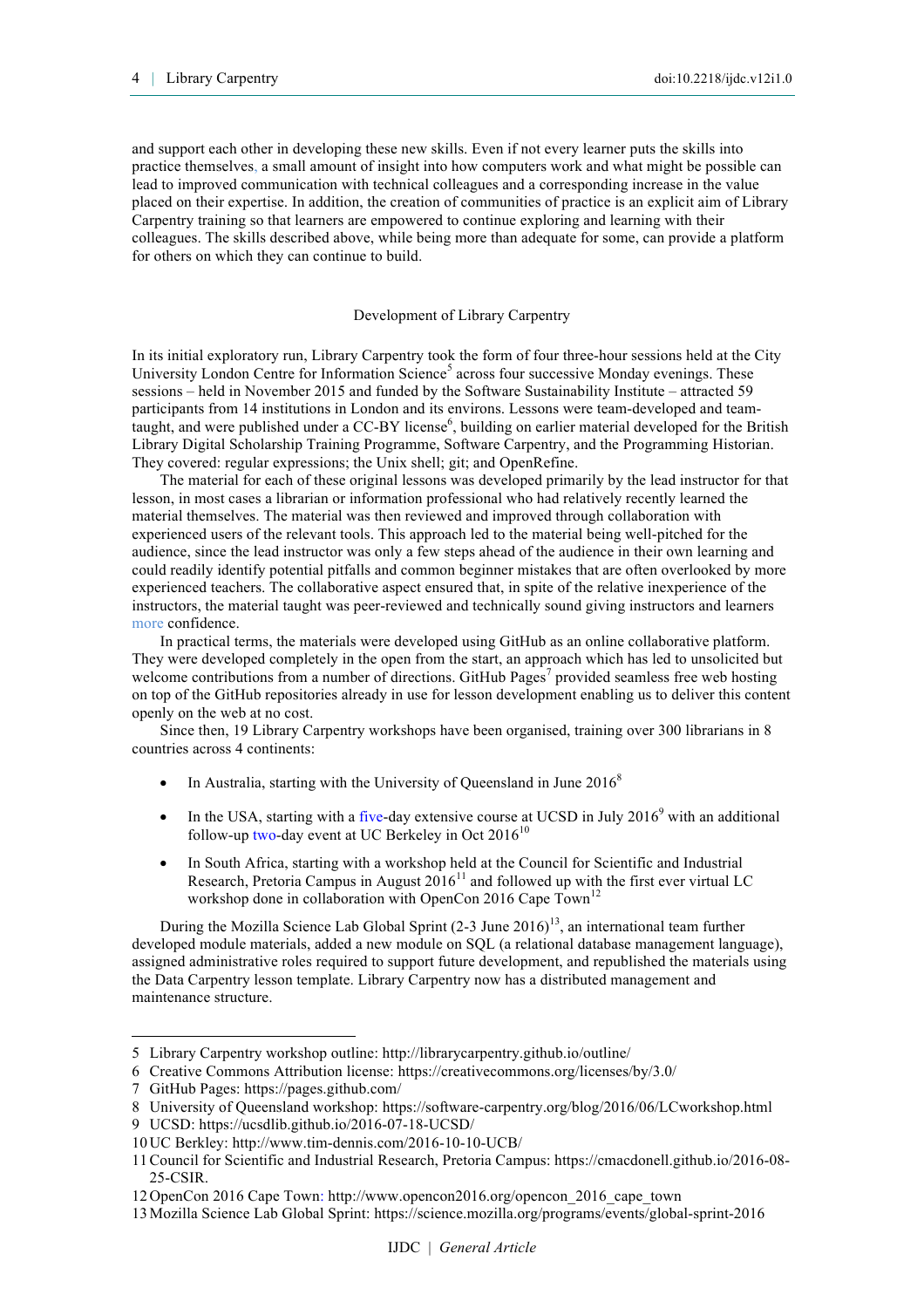and support each other in developing these new skills. Even if not every learner puts the skills into practice themselves, a small amount of insight into how computers work and what might be possible can lead to improved communication with technical colleagues and a corresponding increase in the value placed on their expertise. In addition, the creation of communities of practice is an explicit aim of Library Carpentry training so that learners are empowered to continue exploring and learning with their colleagues. The skills described above, while being more than adequate for some, can provide a platform for others on which they can continue to build.

## Development of Library Carpentry

In its initial exploratory run, Library Carpentry took the form of four three-hour sessions held at the City University London Centre for Information Science[5] across four successive Monday evenings. These sessions – held in November 2015 and funded by the Software Sustainability Institute – attracted 59 participants from 14 institutions in London and its environs. Lessons were team-developed and team-taught, and were published under a CC-BY license[6], building on earlier material developed for the British Library Digital Scholarship Training Programme, Software Carpentry, and the Programming Historian. They covered: regular expressions; the Unix shell; git; and OpenRefine.

The material for each of these original lessons was developed primarily by the lead instructor for that lesson, in most cases a librarian or information professional who had relatively recently learned the material themselves. The material was then reviewed and improved through collaboration with experienced users of the relevant tools. This approach led to the material being well-pitched for the audience, since the lead instructor was only a few steps ahead of the audience in their own learning and could readily identify potential pitfalls and common beginner mistakes that are often overlooked by more experienced teachers. The collaborative aspect ensured that, in spite of the relative inexperience of the instructors, the material taught was peer-reviewed and technically sound giving instructors and learners more confidence.

In practical terms, the materials were developed using GitHub as an online collaborative platform. They were developed completely in the open from the start, an approach which has led to unsolicited but welcome contributions from a number of directions. GitHub Pages[7] provided seamless free web hosting on top of the GitHub repositories already in use for lesson development enabling us to deliver this content openly on the web at no cost.

Since then, 19 Library Carpentry workshops have been organised, training over 300 librarians in 8 countries across 4 continents:

- In Australia, starting with the University of Queensland in June 2016[8]
- In the USA, starting with a five-day extensive course at UCSD in July 2016[9] with an additional follow-up two-day event at UC Berkeley in Oct 2016[10]
- In South Africa, starting with a workshop held at the Council for Scientific and Industrial Research, Pretoria Campus in August 2016[11] and followed up with the first ever virtual LC workshop done in collaboration with OpenCon 2016 Cape Town[12]

During the Mozilla Science Lab Global Sprint (2-3 June 2016)[13], an international team further developed module materials, added a new module on SQL (a relational database management language), assigned administrative roles required to support future development, and republished the materials using the Data Carpentry lesson template. Library Carpentry now has a distributed management and maintenance structure.

---

5 Library Carpentry workshop outline: http://librarycarpentry.github.io/outline/

6 Creative Commons Attribution license: https://creativecommons.org/licenses/by/3.0/

7 GitHub Pages: https://pages.github.com/

8 University of Queensland workshop: https://software-carpentry.org/blog/2016/06/LCworkshop.html

9 UCSD: https://ucsdlib.github.io/2016-07-18-UCSD/

10 UC Berkley: http://www.tim-dennis.com/2016-10-10-UCB/

11 Council for Scientific and Industrial Research, Pretoria Campus: https://cmacdonell.github.io/2016-08-25-CSIR.

12 OpenCon 2016 Cape Town: http://www.opencon2016.org/opencon_2016_cape_town

13 Mozilla Science Lab Global Sprint: https://science.mozilla.org/programs/events/global-sprint-2016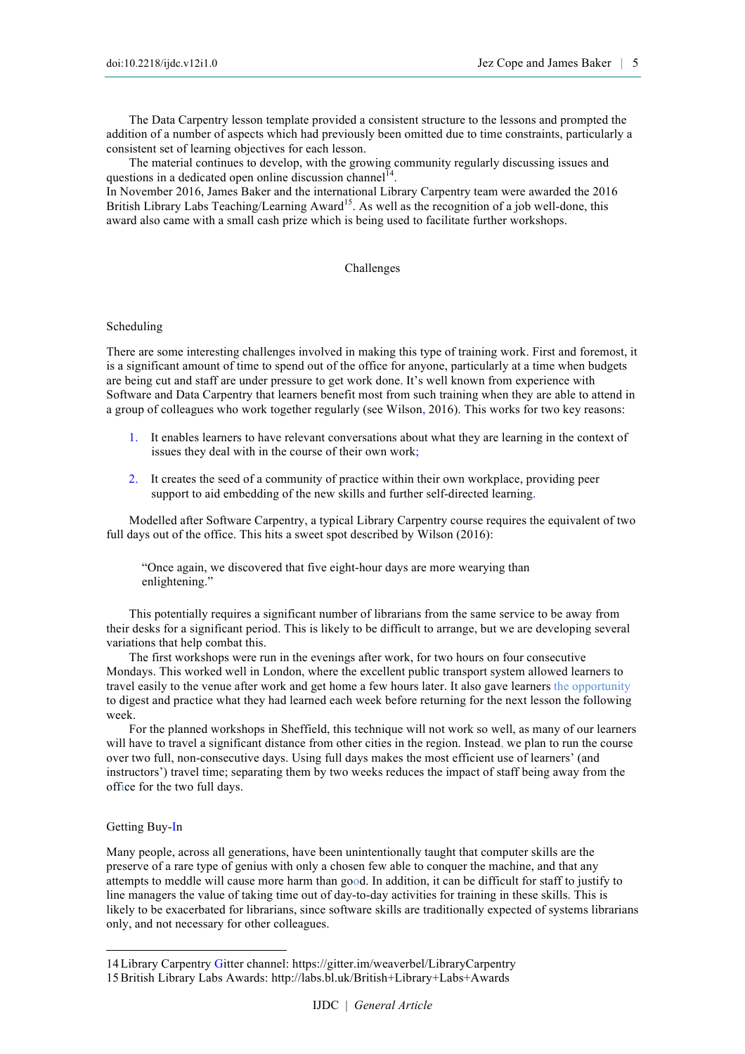The Data Carpentry lesson template provided a consistent structure to the lessons and prompted the addition of a number of aspects which had previously been omitted due to time constraints, particularly a consistent set of learning objectives for each lesson.

The material continues to develop, with the growing community regularly discussing issues and questions in a dedicated open online discussion channel[14].

In November 2016, James Baker and the international Library Carpentry team were awarded the 2016 British Library Labs Teaching/Learning Award[15]. As well as the recognition of a job well-done, this award also came with a small cash prize which is being used to facilitate further workshops.

## Challenges

### Scheduling

There are some interesting challenges involved in making this type of training work. First and foremost, it is a significant amount of time to spend out of the office for anyone, particularly at a time when budgets are being cut and staff are under pressure to get work done. It's well known from experience with Software and Data Carpentry that learners benefit most from such training when they are able to attend in a group of colleagues who work together regularly (see Wilson, 2016). This works for two key reasons:

1. It enables learners to have relevant conversations about what they are learning in the context of issues they deal with in the course of their own work;
2. It creates the seed of a community of practice within their own workplace, providing peer support to aid embedding of the new skills and further self-directed learning.

Modelled after Software Carpentry, a typical Library Carpentry course requires the equivalent of two full days out of the office. This hits a sweet spot described by Wilson (2016):

> "Once again, we discovered that five eight-hour days are more wearying than enlightening."

This potentially requires a significant number of librarians from the same service to be away from their desks for a significant period. This is likely to be difficult to arrange, but we are developing several variations that help combat this.

The first workshops were run in the evenings after work, for two hours on four consecutive Mondays. This worked well in London, where the excellent public transport system allowed learners to travel easily to the venue after work and get home a few hours later. It also gave learners the opportunity to digest and practice what they had learned each week before returning for the next lesson the following week.

For the planned workshops in Sheffield, this technique will not work so well, as many of our learners will have to travel a significant distance from other cities in the region. Instead, we plan to run the course over two full, non-consecutive days. Using full days makes the most efficient use of learners' (and instructors') travel time; separating them by two weeks reduces the impact of staff being away from the office for the two full days.

### Getting Buy-In

Many people, across all generations, have been unintentionally taught that computer skills are the preserve of a rare type of genius with only a chosen few able to conquer the machine, and that any attempts to meddle will cause more harm than good. In addition, it can be difficult for staff to justify to line managers the value of taking time out of day-to-day activities for training in these skills. This is likely to be exacerbated for librarians, since software skills are traditionally expected of systems librarians only, and not necessary for other colleagues.

---

14 Library Carpentry Gitter channel: https://gitter.im/weaverbel/LibraryCarpentry

15 British Library Labs Awards: http://labs.bl.uk/British+Library+Labs+Awards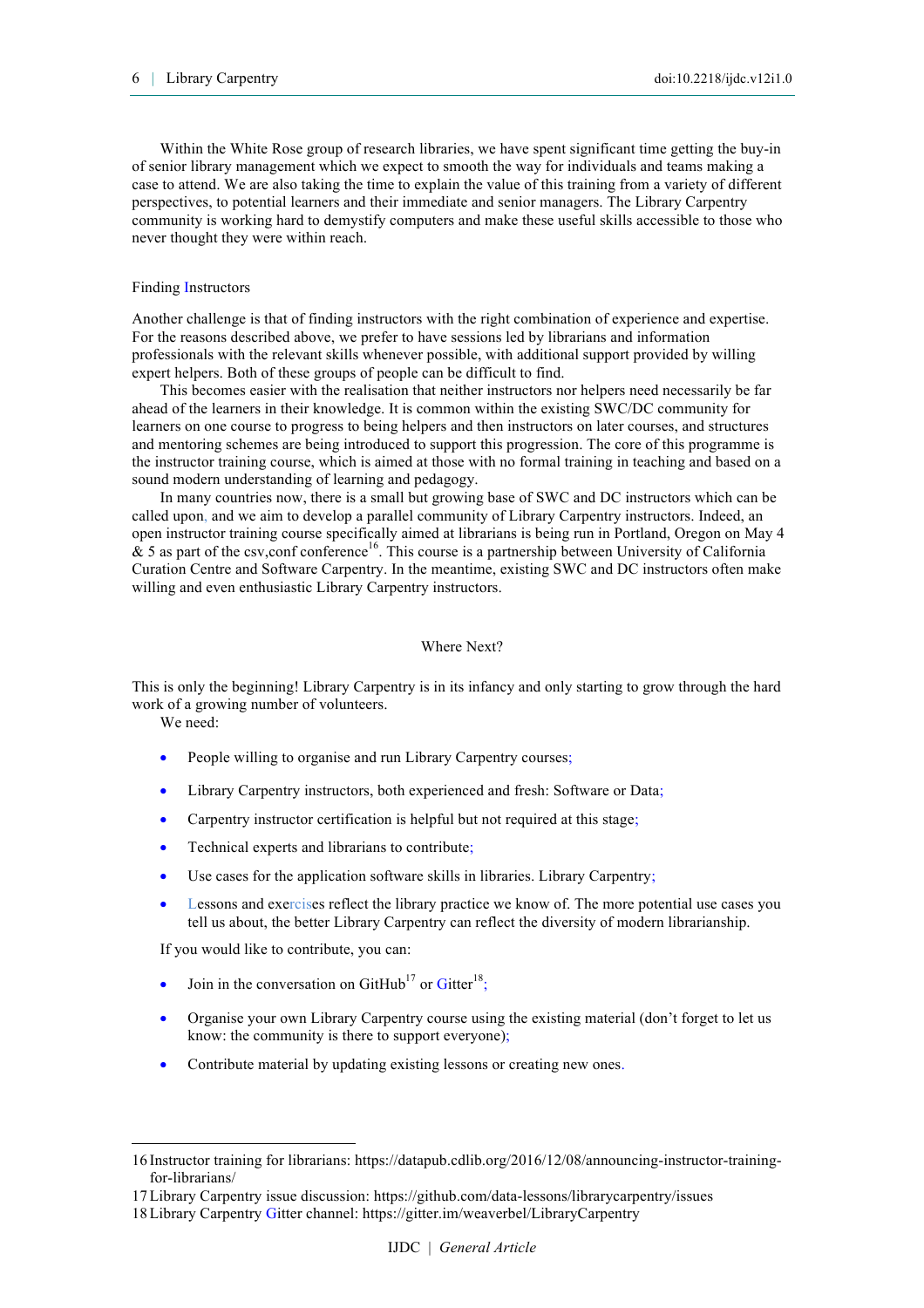Within the White Rose group of research libraries, we have spent significant time getting the buy-in of senior library management which we expect to smooth the way for individuals and teams making a case to attend. We are also taking the time to explain the value of this training from a variety of different perspectives, to potential learners and their immediate and senior managers. The Library Carpentry community is working hard to demystify computers and make these useful skills accessible to those who never thought they were within reach.

### Finding Instructors

Another challenge is that of finding instructors with the right combination of experience and expertise. For the reasons described above, we prefer to have sessions led by librarians and information professionals with the relevant skills whenever possible, with additional support provided by willing expert helpers. Both of these groups of people can be difficult to find.

This becomes easier with the realisation that neither instructors nor helpers need necessarily be far ahead of the learners in their knowledge. It is common within the existing SWC/DC community for learners on one course to progress to being helpers and then instructors on later courses, and structures and mentoring schemes are being introduced to support this progression. The core of this programme is the instructor training course, which is aimed at those with no formal training in teaching and based on a sound modern understanding of learning and pedagogy.

In many countries now, there is a small but growing base of SWC and DC instructors which can be called upon, and we aim to develop a parallel community of Library Carpentry instructors. Indeed, an open instructor training course specifically aimed at librarians is being run in Portland, Oregon on May 4 & 5 as part of the csv,conf conference[16]. This course is a partnership between University of California Curation Centre and Software Carpentry. In the meantime, existing SWC and DC instructors often make willing and even enthusiastic Library Carpentry instructors.

## Where Next?

This is only the beginning! Library Carpentry is in its infancy and only starting to grow through the hard work of a growing number of volunteers.

We need:

- People willing to organise and run Library Carpentry courses;
- Library Carpentry instructors, both experienced and fresh: Software or Data;
- Carpentry instructor certification is helpful but not required at this stage;
- Technical experts and librarians to contribute;
- Use cases for the application software skills in libraries. Library Carpentry;
- Lessons and exercises reflect the library practice we know of. The more potential use cases you tell us about, the better Library Carpentry can reflect the diversity of modern librarianship.

If you would like to contribute, you can:

- Join in the conversation on GitHub[17] or Gitter[18];
- Organise your own Library Carpentry course using the existing material (don't forget to let us know: the community is there to support everyone);
- Contribute material by updating existing lessons or creating new ones.

---

16 Instructor training for librarians: https://datapub.cdlib.org/2016/12/08/announcing-instructor-training-for-librarians/

17 Library Carpentry issue discussion: https://github.com/data-lessons/librarycarpentry/issues

18 Library Carpentry Gitter channel: https://gitter.im/weaverbel/LibraryCarpentry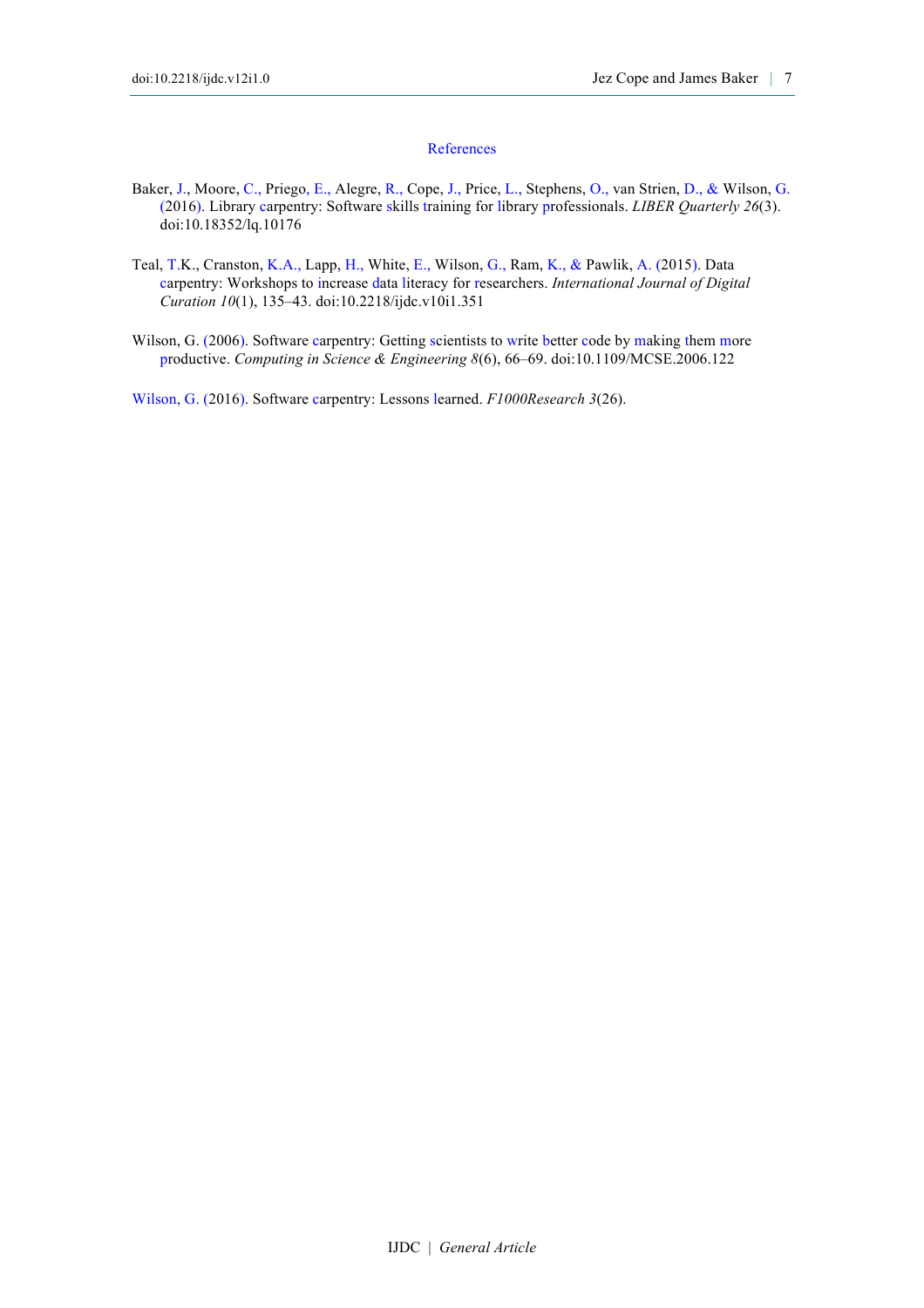## References

Baker, J., Moore, C., Priego, E., Alegre, R., Cope, J., Price, L., Stephens, O., van Strien, D., & Wilson, G. (2016). Library carpentry: Software skills training for library professionals. *LIBER Quarterly 26*(3). doi:10.18352/lq.10176

Teal, T.K., Cranston, K.A., Lapp, H., White, E., Wilson, G., Ram, K., & Pawlik, A. (2015). Data carpentry: Workshops to increase data literacy for researchers. *International Journal of Digital Curation 10*(1), 135–43. doi:10.2218/ijdc.v10i1.351

Wilson, G. (2006). Software carpentry: Getting scientists to write better code by making them more productive. *Computing in Science & Engineering 8*(6), 66–69. doi:10.1109/MCSE.2006.122

Wilson, G. (2016). Software carpentry: Lessons learned. *F1000Research 3*(26).